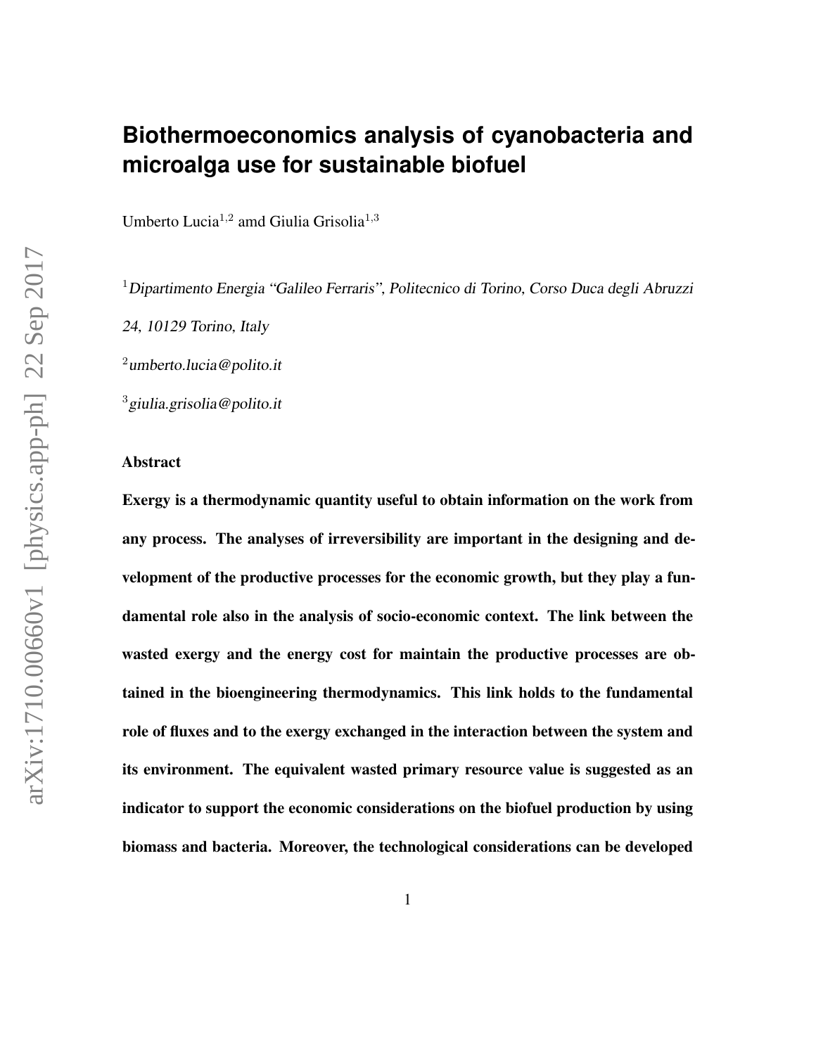# Biothermoeconomics analysis of cyanobacteria and microalga use for sustainable biofuel

Umberto Lucia[1,2] amd Giulia Grisolia[1,3]

[1] *Dipartimento Energia "Galileo Ferraris", Politecnico di Torino, Corso Duca degli Abruzzi 24, 10129 Torino, Italy*

[2] *umberto.lucia@polito.it*

[3] *giulia.grisolia@polito.it*

## Abstract

**Exergy is a thermodynamic quantity useful to obtain information on the work from any process. The analyses of irreversibility are important in the designing and development of the productive processes for the economic growth, but they play a fundamental role also in the analysis of socio-economic context. The link between the wasted exergy and the energy cost for maintain the productive processes are obtained in the bioengineering thermodynamics. This link holds to the fundamental role of fluxes and to the exergy exchanged in the interaction between the system and its environment. The equivalent wasted primary resource value is suggested as an indicator to support the economic considerations on the biofuel production by using biomass and bacteria. Moreover, the technological considerations can be developed**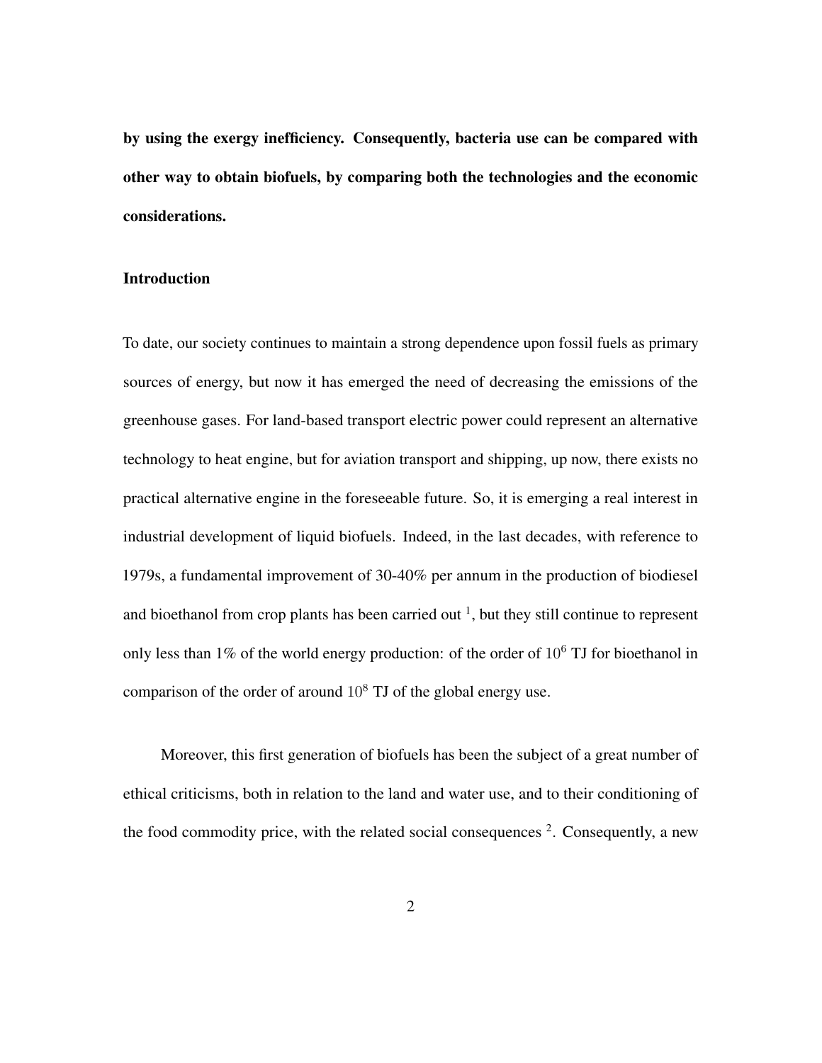**by using the exergy inefficiency. Consequently, bacteria use can be compared with other way to obtain biofuels, by comparing both the technologies and the economic considerations.**

## Introduction

To date, our society continues to maintain a strong dependence upon fossil fuels as primary sources of energy, but now it has emerged the need of decreasing the emissions of the greenhouse gases. For land-based transport electric power could represent an alternative technology to heat engine, but for aviation transport and shipping, up now, there exists no practical alternative engine in the foreseeable future. So, it is emerging a real interest in industrial development of liquid biofuels. Indeed, in the last decades, with reference to 1979s, a fundamental improvement of 30-40% per annum in the production of biodiesel and bioethanol from crop plants has been carried out [1], but they still continue to represent only less than 1% of the world energy production: of the order of $10^6$ TJ for bioethanol in comparison of the order of around $10^8$ TJ of the global energy use.

Moreover, this first generation of biofuels has been the subject of a great number of ethical criticisms, both in relation to the land and water use, and to their conditioning of the food commodity price, with the related social consequences [2]. Consequently, a new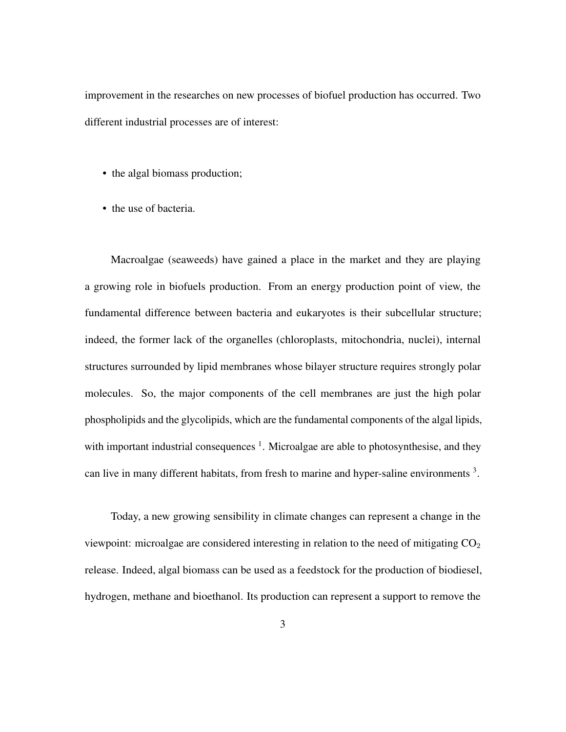improvement in the researches on new processes of biofuel production has occurred. Two different industrial processes are of interest:

- the algal biomass production;
- the use of bacteria.

Macroalgae (seaweeds) have gained a place in the market and they are playing a growing role in biofuels production. From an energy production point of view, the fundamental difference between bacteria and eukaryotes is their subcellular structure; indeed, the former lack of the organelles (chloroplasts, mitochondria, nuclei), internal structures surrounded by lipid membranes whose bilayer structure requires strongly polar molecules. So, the major components of the cell membranes are just the high polar phospholipids and the glycolipids, which are the fundamental components of the algal lipids, with important industrial consequences [1]. Microalgae are able to photosynthesise, and they can live in many different habitats, from fresh to marine and hyper-saline environments [3].

Today, a new growing sensibility in climate changes can represent a change in the viewpoint: microalgae are considered interesting in relation to the need of mitigating $CO_2$ release. Indeed, algal biomass can be used as a feedstock for the production of biodiesel, hydrogen, methane and bioethanol. Its production can represent a support to remove the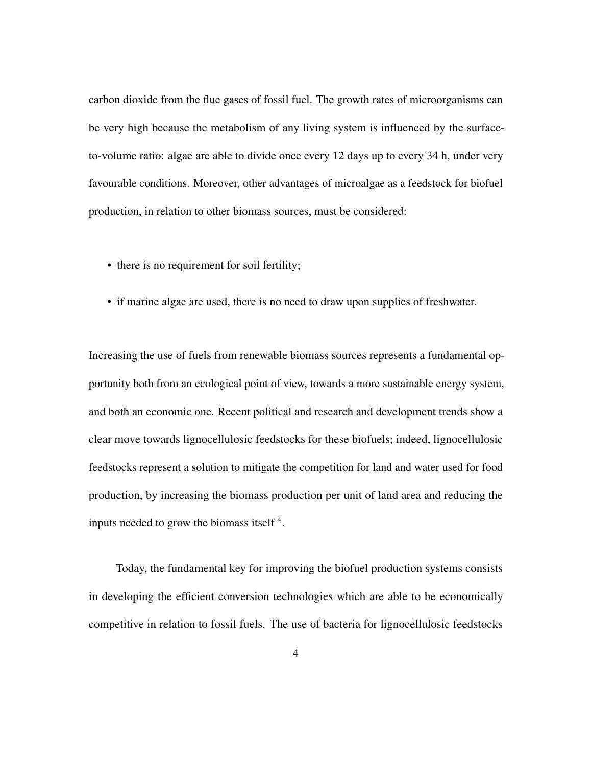carbon dioxide from the flue gases of fossil fuel. The growth rates of microorganisms can be very high because the metabolism of any living system is influenced by the surface-to-volume ratio: algae are able to divide once every 12 days up to every 34 h, under very favourable conditions. Moreover, other advantages of microalgae as a feedstock for biofuel production, in relation to other biomass sources, must be considered:

- there is no requirement for soil fertility;
- if marine algae are used, there is no need to draw upon supplies of freshwater.

Increasing the use of fuels from renewable biomass sources represents a fundamental opportunity both from an ecological point of view, towards a more sustainable energy system, and both an economic one. Recent political and research and development trends show a clear move towards lignocellulosic feedstocks for these biofuels; indeed, lignocellulosic feedstocks represent a solution to mitigate the competition for land and water used for food production, by increasing the biomass production per unit of land area and reducing the inputs needed to grow the biomass itself [4].

Today, the fundamental key for improving the biofuel production systems consists in developing the efficient conversion technologies which are able to be economically competitive in relation to fossil fuels. The use of bacteria for lignocellulosic feedstocks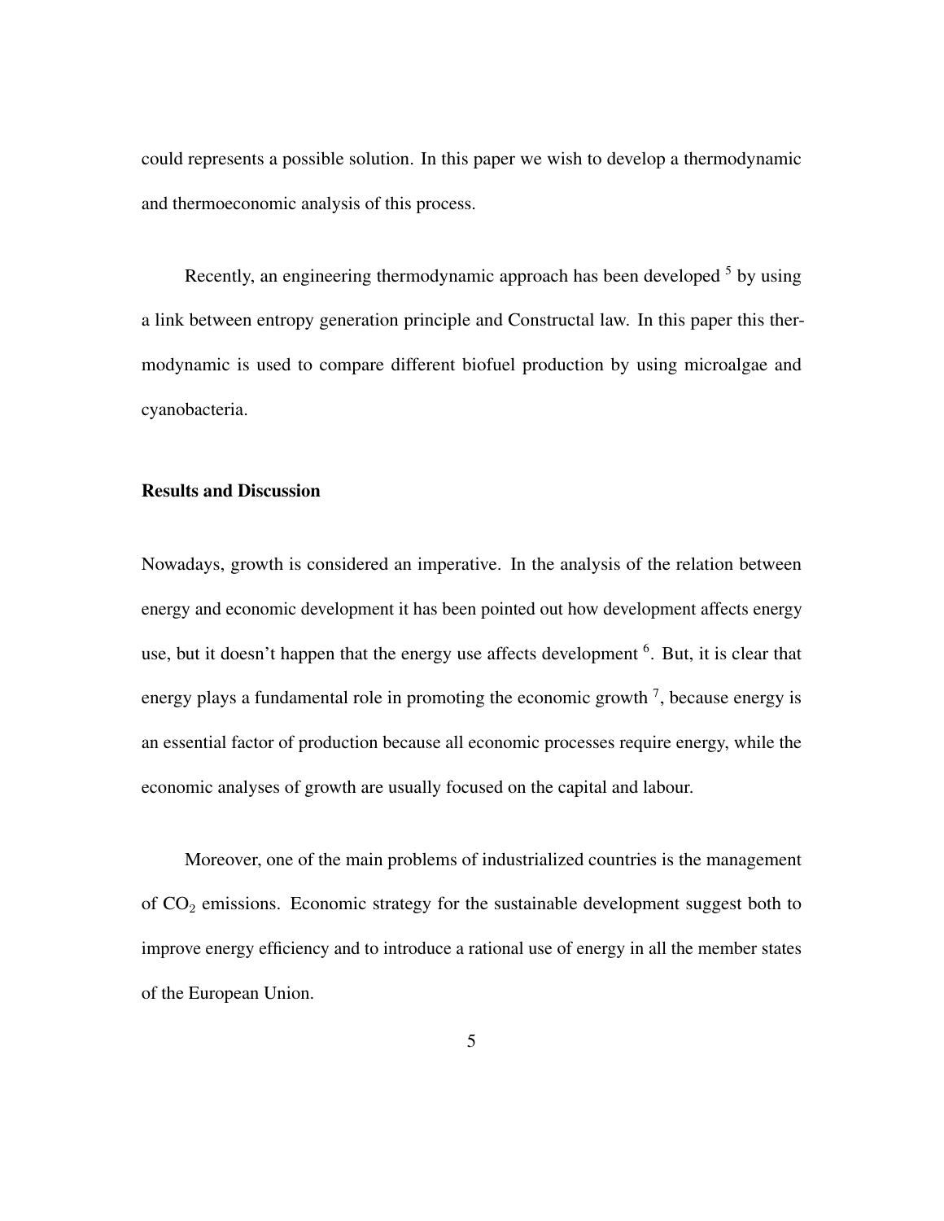could represents a possible solution. In this paper we wish to develop a thermodynamic and thermoeconomic analysis of this process.

Recently, an engineering thermodynamic approach has been developed [5] by using a link between entropy generation principle and Constructal law. In this paper this thermodynamic is used to compare different biofuel production by using microalgae and cyanobacteria.

## Results and Discussion

Nowadays, growth is considered an imperative. In the analysis of the relation between energy and economic development it has been pointed out how development affects energy use, but it doesn't happen that the energy use affects development [6]. But, it is clear that energy plays a fundamental role in promoting the economic growth [7], because energy is an essential factor of production because all economic processes require energy, while the economic analyses of growth are usually focused on the capital and labour.

Moreover, one of the main problems of industrialized countries is the management of $CO_2$ emissions. Economic strategy for the sustainable development suggest both to improve energy efficiency and to introduce a rational use of energy in all the member states of the European Union.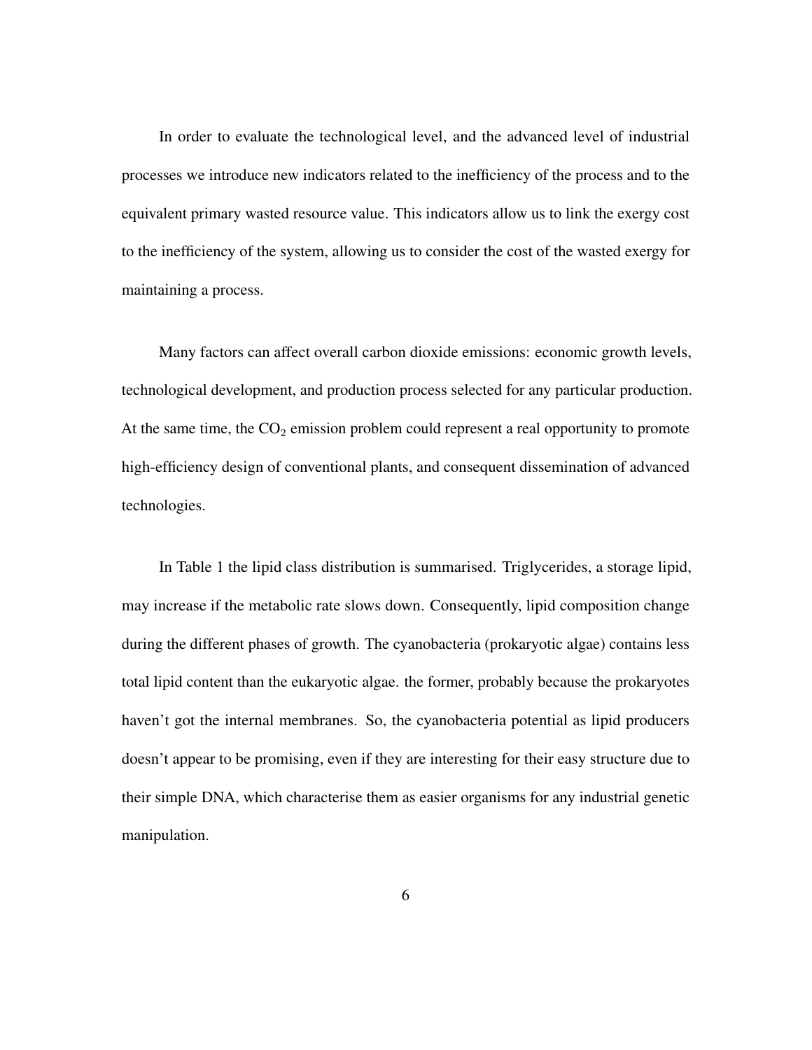In order to evaluate the technological level, and the advanced level of industrial processes we introduce new indicators related to the inefficiency of the process and to the equivalent primary wasted resource value. This indicators allow us to link the exergy cost to the inefficiency of the system, allowing us to consider the cost of the wasted exergy for maintaining a process.

Many factors can affect overall carbon dioxide emissions: economic growth levels, technological development, and production process selected for any particular production. At the same time, the $CO_2$ emission problem could represent a real opportunity to promote high-efficiency design of conventional plants, and consequent dissemination of advanced technologies.

In Table 1 the lipid class distribution is summarised. Triglycerides, a storage lipid, may increase if the metabolic rate slows down. Consequently, lipid composition change during the different phases of growth. The cyanobacteria (prokaryotic algae) contains less total lipid content than the eukaryotic algae. the former, probably because the prokaryotes haven't got the internal membranes. So, the cyanobacteria potential as lipid producers doesn't appear to be promising, even if they are interesting for their easy structure due to their simple DNA, which characterise them as easier organisms for any industrial genetic manipulation.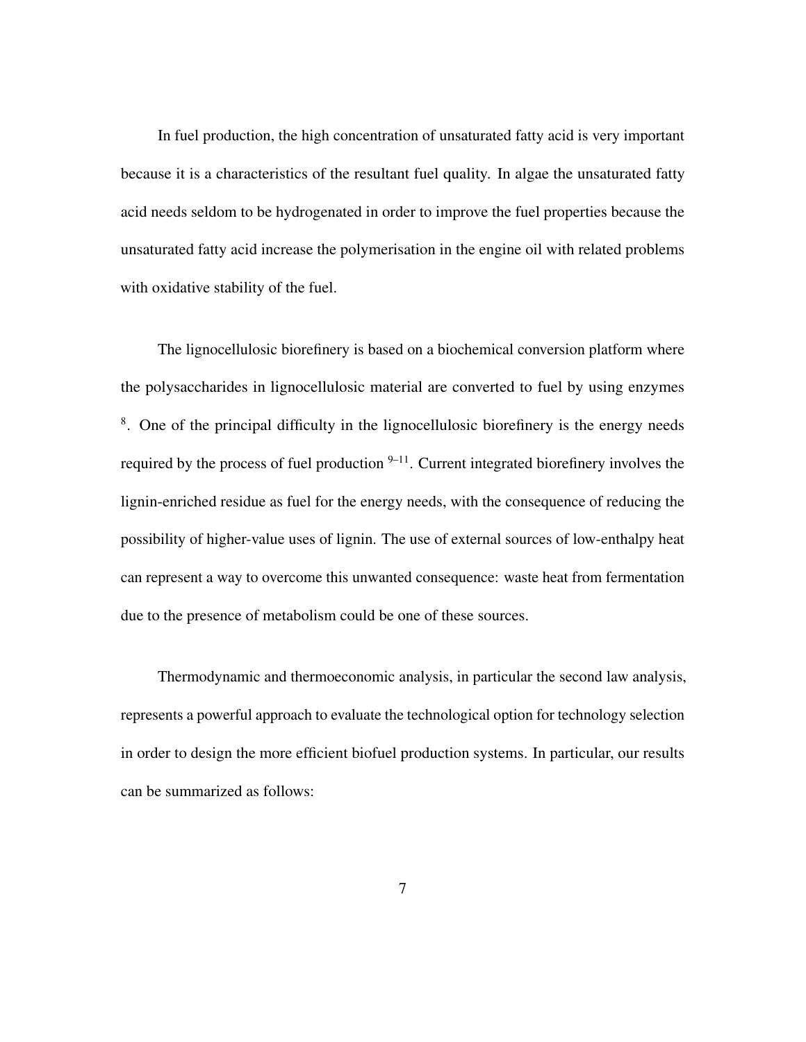In fuel production, the high concentration of unsaturated fatty acid is very important because it is a characteristics of the resultant fuel quality. In algae the unsaturated fatty acid needs seldom to be hydrogenated in order to improve the fuel properties because the unsaturated fatty acid increase the polymerisation in the engine oil with related problems with oxidative stability of the fuel.

The lignocellulosic biorefinery is based on a biochemical conversion platform where the polysaccharides in lignocellulosic material are converted to fuel by using enzymes [8]. One of the principal difficulty in the lignocellulosic biorefinery is the energy needs required by the process of fuel production [9–11]. Current integrated biorefinery involves the lignin-enriched residue as fuel for the energy needs, with the consequence of reducing the possibility of higher-value uses of lignin. The use of external sources of low-enthalpy heat can represent a way to overcome this unwanted consequence: waste heat from fermentation due to the presence of metabolism could be one of these sources.

Thermodynamic and thermoeconomic analysis, in particular the second law analysis, represents a powerful approach to evaluate the technological option for technology selection in order to design the more efficient biofuel production systems. In particular, our results can be summarized as follows: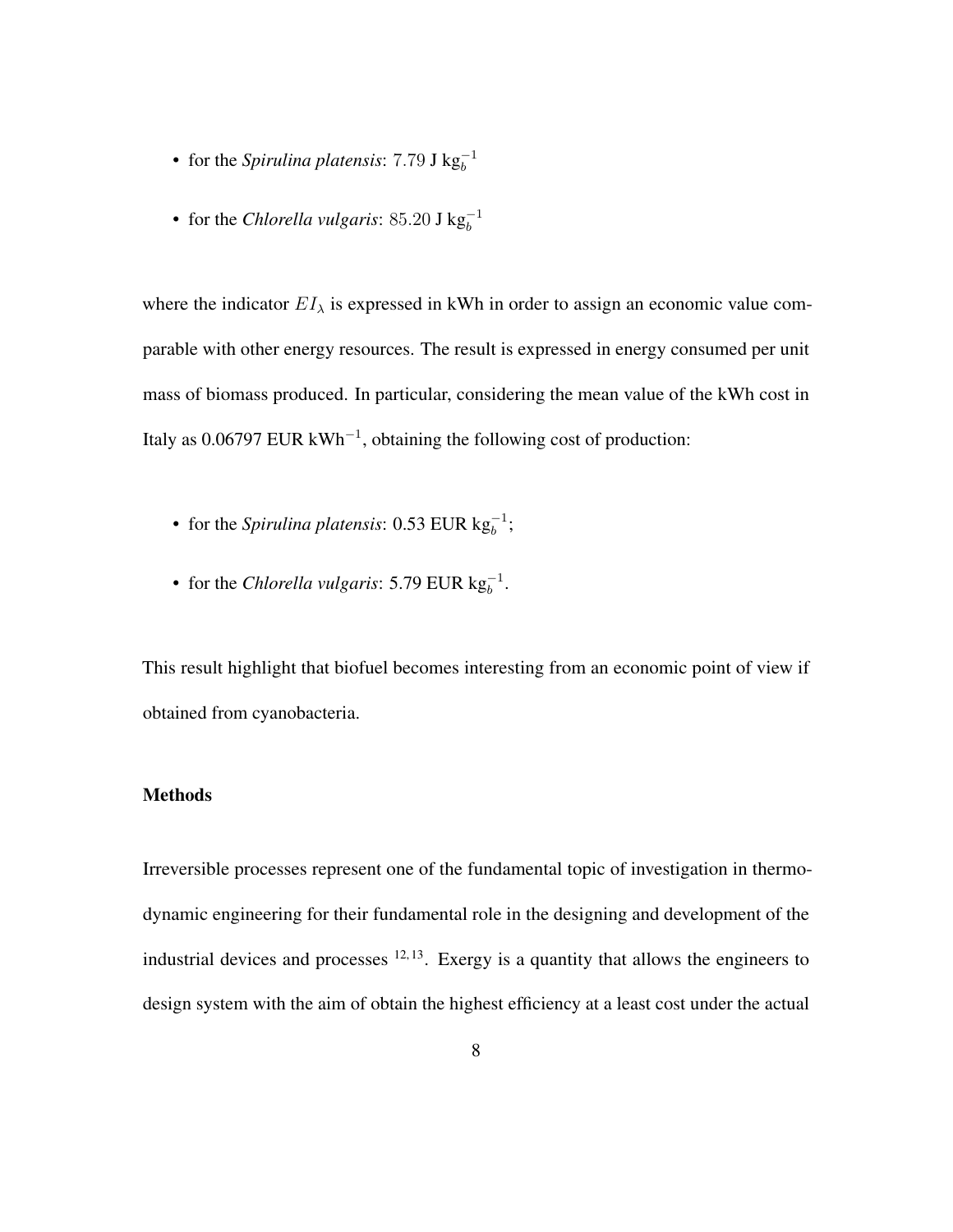- for the *Spirulina platensis*: $7.79$ J $\text{kg}_b^{-1}$
- for the *Chlorella vulgaris*: $85.20$ J $\text{kg}_b^{-1}$

where the indicator $EI_\lambda$ is expressed in kWh in order to assign an economic value comparable with other energy resources. The result is expressed in energy consumed per unit mass of biomass produced. In particular, considering the mean value of the kWh cost in Italy as 0.06797 EUR $\text{kWh}^{-1}$, obtaining the following cost of production:

- for the *Spirulina platensis*: 0.53 EUR $\text{kg}_b^{-1}$;
- for the *Chlorella vulgaris*: 5.79 EUR $\text{kg}_b^{-1}$.

This result highlight that biofuel becomes interesting from an economic point of view if obtained from cyanobacteria.

**Methods**

Irreversible processes represent one of the fundamental topic of investigation in thermodynamic engineering for their fundamental role in the designing and development of the industrial devices and processes [12,13]. Exergy is a quantity that allows the engineers to design system with the aim of obtain the highest efficiency at a least cost under the actual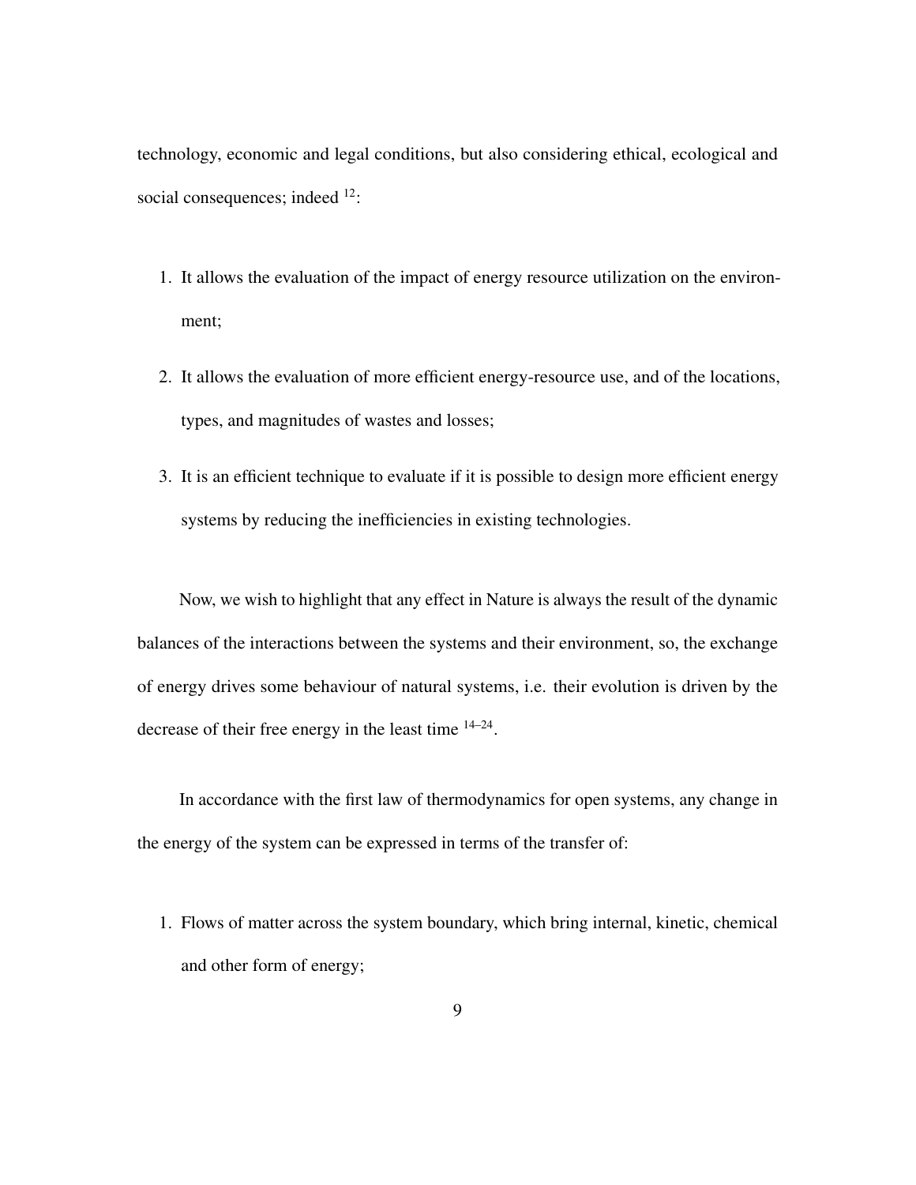technology, economic and legal conditions, but also considering ethical, ecological and social consequences; indeed [12]:

1. It allows the evaluation of the impact of energy resource utilization on the environment;
2. It allows the evaluation of more efficient energy-resource use, and of the locations, types, and magnitudes of wastes and losses;
3. It is an efficient technique to evaluate if it is possible to design more efficient energy systems by reducing the inefficiencies in existing technologies.

Now, we wish to highlight that any effect in Nature is always the result of the dynamic balances of the interactions between the systems and their environment, so, the exchange of energy drives some behaviour of natural systems, i.e. their evolution is driven by the decrease of their free energy in the least time [14–24].

In accordance with the first law of thermodynamics for open systems, any change in the energy of the system can be expressed in terms of the transfer of:

1. Flows of matter across the system boundary, which bring internal, kinetic, chemical and other form of energy;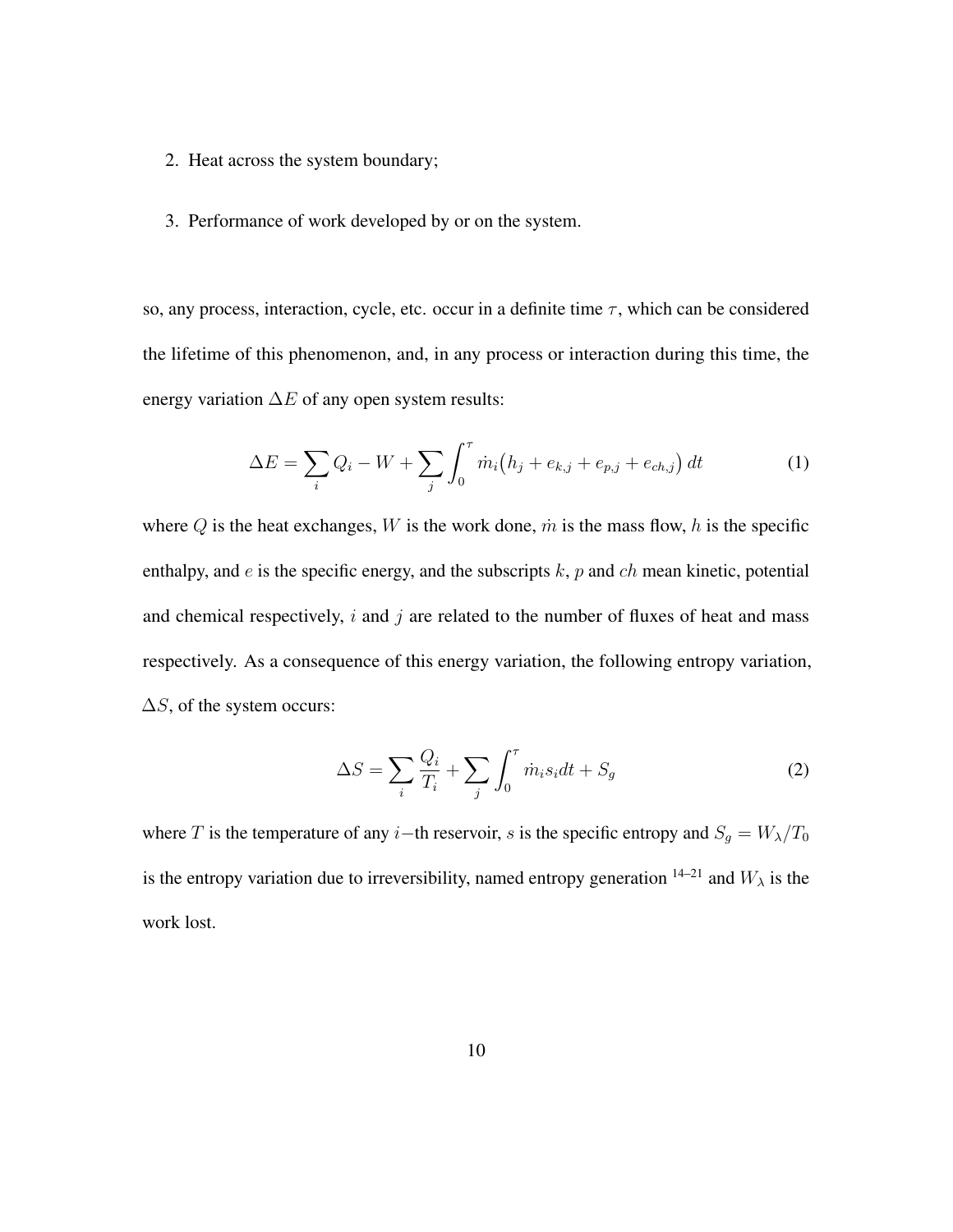2. Heat across the system boundary;

3. Performance of work developed by or on the system.

so, any process, interaction, cycle, etc. occur in a definite time $\tau$, which can be considered the lifetime of this phenomenon, and, in any process or interaction during this time, the energy variation $\Delta E$ of any open system results:

$$\Delta E = \sum_i Q_i - W + \sum_j \int_0^\tau \dot{m}_i \big( h_j + e_{k,j} + e_{p,j} + e_{ch,j} \big) \, dt \tag{1}$$

where $Q$ is the heat exchanges, $W$ is the work done, $\dot{m}$ is the mass flow, $h$ is the specific enthalpy, and $e$ is the specific energy, and the subscripts $k$, $p$ and $ch$ mean kinetic, potential and chemical respectively, $i$ and $j$ are related to the number of fluxes of heat and mass respectively. As a consequence of this energy variation, the following entropy variation, $\Delta S$, of the system occurs:

$$\Delta S = \sum_i \frac{Q_i}{T_i} + \sum_j \int_0^\tau \dot{m}_i s_i dt + S_g \tag{2}$$

where $T$ is the temperature of any $i-$th reservoir, $s$ is the specific entropy and $S_g = W_\lambda / T_0$ is the entropy variation due to irreversibility, named entropy generation [14–21] and $W_\lambda$ is the work lost.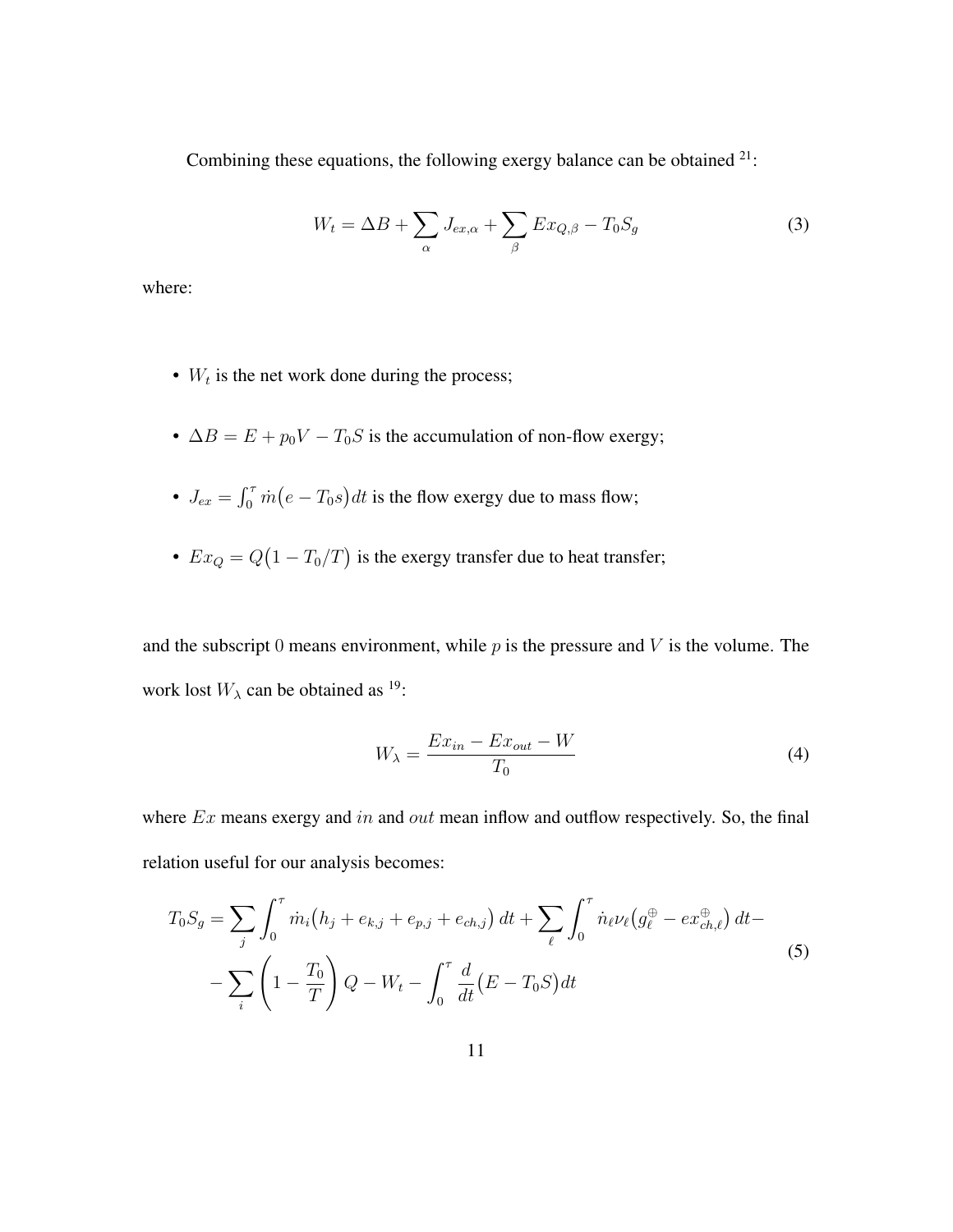Combining these equations, the following exergy balance can be obtained [21]:

$$W_t = \Delta B + \sum_{\alpha} J_{ex,\alpha} + \sum_{\beta} Ex_{Q,\beta} - T_0 S_g \tag{3}$$

where:

- $W_t$ is the net work done during the process;
- $\Delta B = E + p_0 V - T_0 S$ is the accumulation of non-flow exergy;
- $J_{ex} = \int_0^\tau \dot{m}\big(e - T_0 s\big)\,dt$ is the flow exergy due to mass flow;
- $Ex_Q = Q\big(1 - T_0/T\big)$ is the exergy transfer due to heat transfer;

and the subscript $0$ means environment, while $p$ is the pressure and $V$ is the volume. The work lost $W_\lambda$ can be obtained as [19]:

$$W_\lambda = \frac{Ex_{in} - Ex_{out} - W}{T_0} \tag{4}$$

where $Ex$ means exergy and $in$ and $out$ mean inflow and outflow respectively. So, the final relation useful for our analysis becomes:

$$\begin{aligned} T_0 S_g = &\sum_j \int_0^\tau \dot{m}_i\big(h_j + e_{k,j} + e_{p,j} + e_{ch,j}\big)\,dt + \sum_\ell \int_0^\tau \dot{n}_\ell \nu_\ell \big(g_\ell^\oplus - ex_{ch,\ell}^\oplus\big)\,dt - \\ &- \sum_i \left(1 - \frac{T_0}{T}\right) Q - W_t - \int_0^\tau \frac{d}{dt}\big(E - T_0 S\big)dt \end{aligned} \tag{5}$$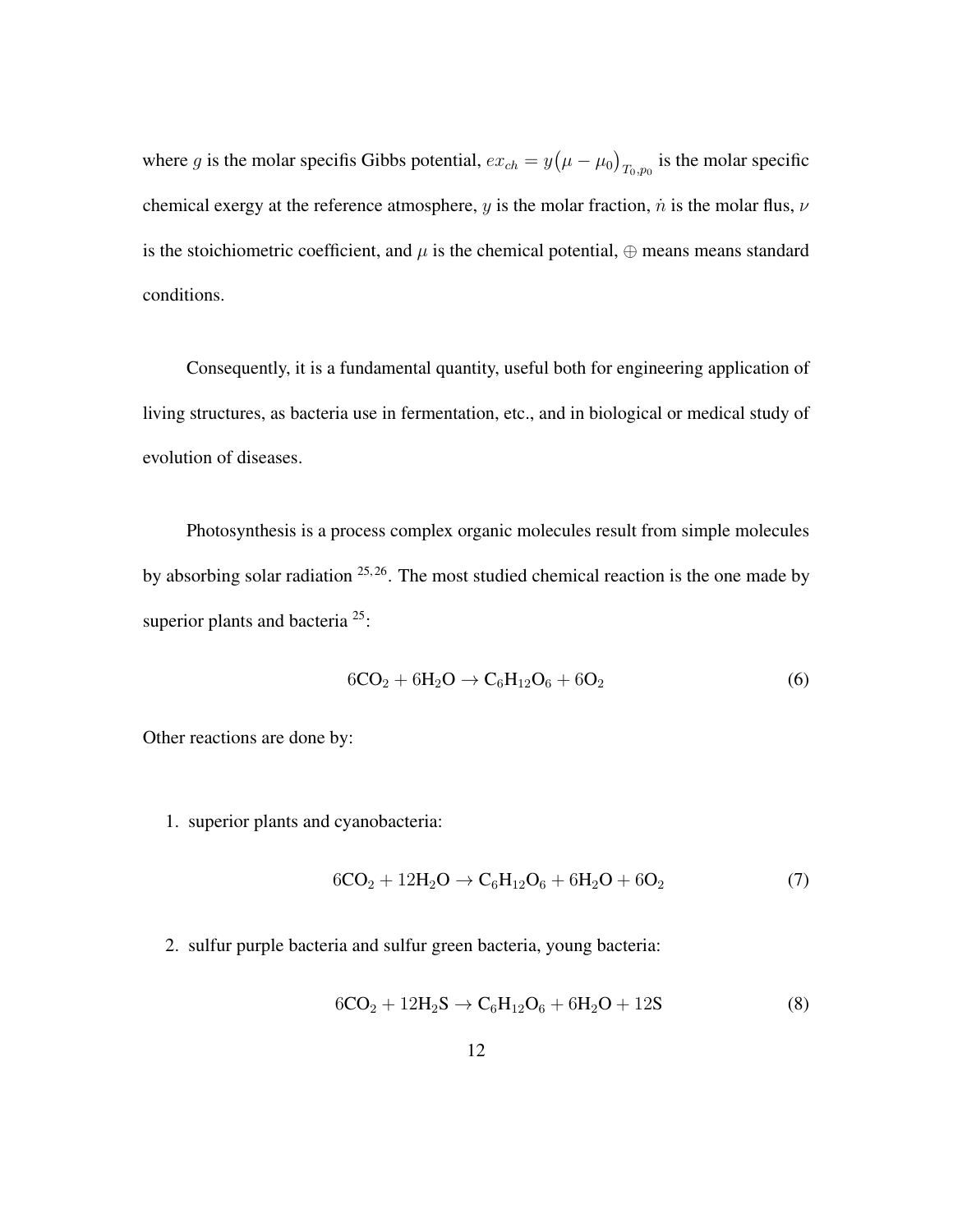where $g$ is the molar specifis Gibbs potential, $ex_{ch} = y\big(\mu - \mu_0\big)_{T_0,p_0}$ is the molar specific chemical exergy at the reference atmosphere, $y$ is the molar fraction, $\dot{n}$ is the molar flus, $\nu$ is the stoichiometric coefficient, and $\mu$ is the chemical potential, $\oplus$ means means standard conditions.

Consequently, it is a fundamental quantity, useful both for engineering application of living structures, as bacteria use in fermentation, etc., and in biological or medical study of evolution of diseases.

Photosynthesis is a process complex organic molecules result from simple molecules by absorbing solar radiation [25,26]. The most studied chemical reaction is the one made by superior plants and bacteria [25]:

$$6CO_2 + 6H_2O \rightarrow C_6H_{12}O_6 + 6O_2 \tag{6}$$

Other reactions are done by:

1. superior plants and cyanobacteria:

$$6CO_2 + 12H_2O \rightarrow C_6H_{12}O_6 + 6H_2O + 6O_2 \tag{7}$$

2. sulfur purple bacteria and sulfur green bacteria, young bacteria:

$$6CO_2 + 12H_2S \rightarrow C_6H_{12}O_6 + 6H_2O + 12S \tag{8}$$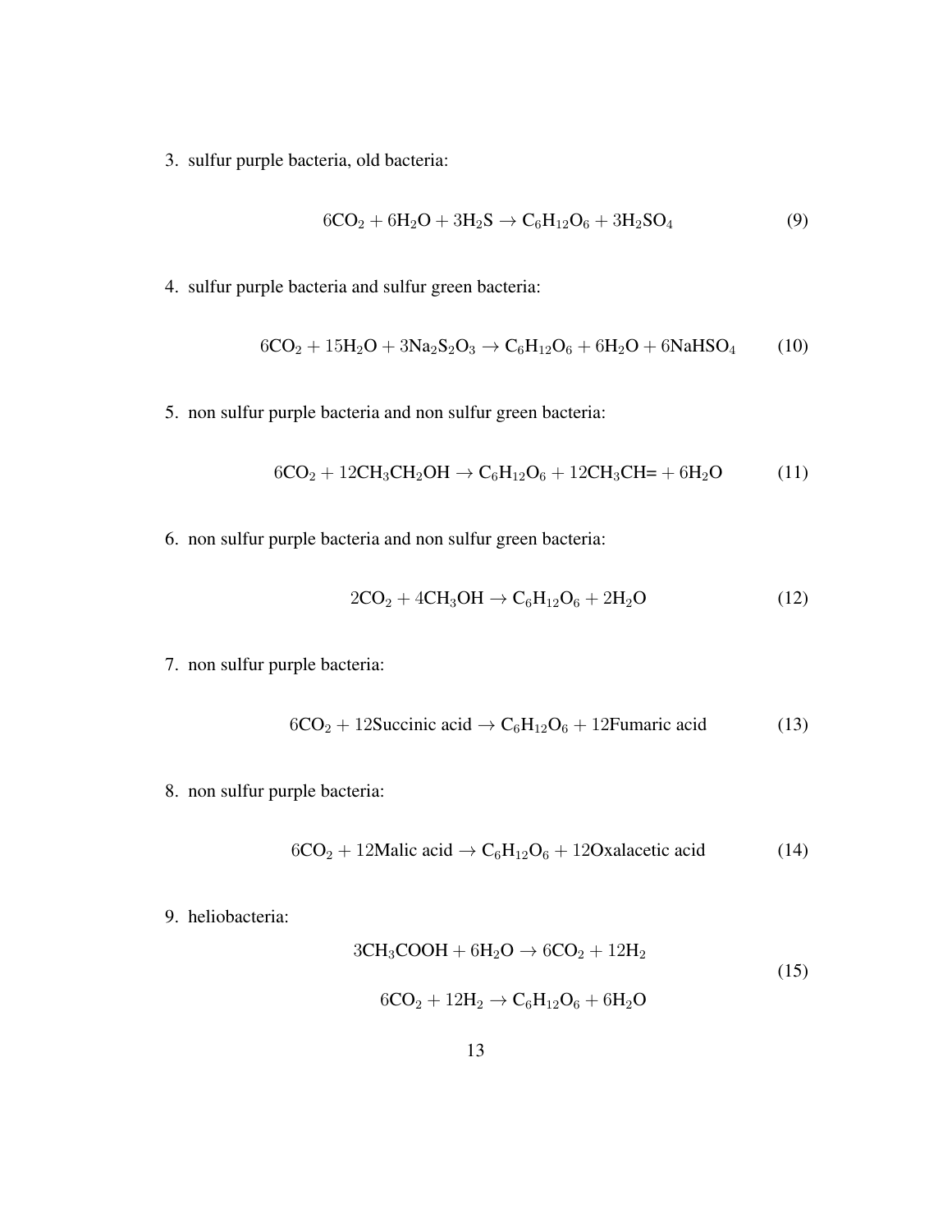3. sulfur purple bacteria, old bacteria:

$$6\mathrm{CO}_2 + 6\mathrm{H}_2\mathrm{O} + 3\mathrm{H}_2\mathrm{S} \rightarrow \mathrm{C}_6\mathrm{H}_{12}\mathrm{O}_6 + 3\mathrm{H}_2\mathrm{SO}_4 \tag{9}$$

4. sulfur purple bacteria and sulfur green bacteria:

$$6\mathrm{CO}_2 + 15\mathrm{H}_2\mathrm{O} + 3\mathrm{Na}_2\mathrm{S}_2\mathrm{O}_3 \rightarrow \mathrm{C}_6\mathrm{H}_{12}\mathrm{O}_6 + 6\mathrm{H}_2\mathrm{O} + 6\mathrm{NaHSO}_4 \tag{10}$$

5. non sulfur purple bacteria and non sulfur green bacteria:

$$6\mathrm{CO}_2 + 12\mathrm{CH}_3\mathrm{CH}_2\mathrm{OH} \rightarrow \mathrm{C}_6\mathrm{H}_{12}\mathrm{O}_6 + 12\mathrm{CH}_3\mathrm{CH}\text{=} + 6\mathrm{H}_2\mathrm{O} \tag{11}$$

6. non sulfur purple bacteria and non sulfur green bacteria:

$$2\mathrm{CO}_2 + 4\mathrm{CH}_3\mathrm{OH} \rightarrow \mathrm{C}_6\mathrm{H}_{12}\mathrm{O}_6 + 2\mathrm{H}_2\mathrm{O} \tag{12}$$

7. non sulfur purple bacteria:

$$6\mathrm{CO}_2 + 12\text{Succinic acid} \rightarrow \mathrm{C}_6\mathrm{H}_{12}\mathrm{O}_6 + 12\text{Fumaric acid} \tag{13}$$

8. non sulfur purple bacteria:

$$6\mathrm{CO}_2 + 12\text{Malic acid} \rightarrow \mathrm{C}_6\mathrm{H}_{12}\mathrm{O}_6 + 12\text{Oxalacetic acid} \tag{14}$$

9. heliobacteria:

$$\begin{gathered} 3\mathrm{CH}_3\mathrm{COOH} + 6\mathrm{H}_2\mathrm{O} \rightarrow 6\mathrm{CO}_2 + 12\mathrm{H}_2 \\ 6\mathrm{CO}_2 + 12\mathrm{H}_2 \rightarrow \mathrm{C}_6\mathrm{H}_{12}\mathrm{O}_6 + 6\mathrm{H}_2\mathrm{O} \end{gathered} \tag{15}$$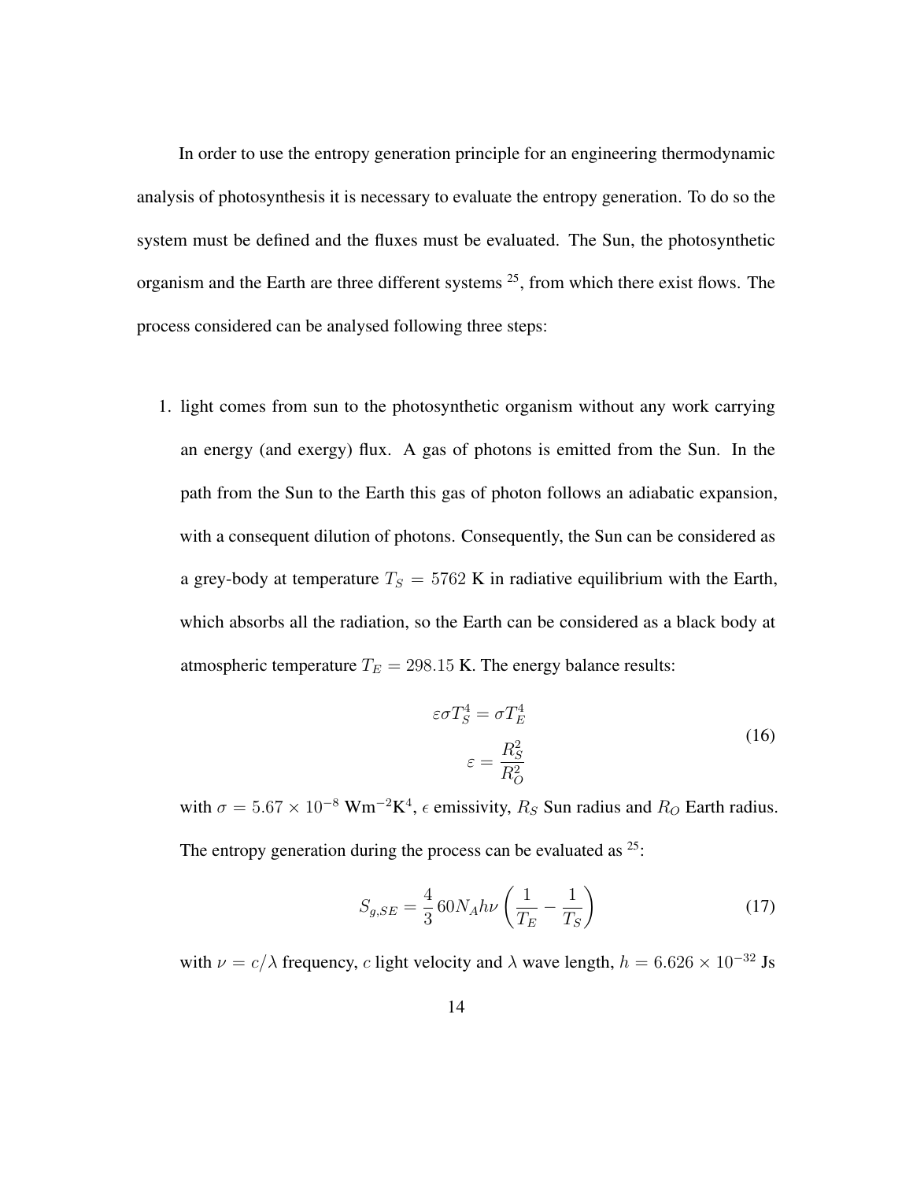In order to use the entropy generation principle for an engineering thermodynamic analysis of photosynthesis it is necessary to evaluate the entropy generation. To do so the system must be defined and the fluxes must be evaluated. The Sun, the photosynthetic organism and the Earth are three different systems [25], from which there exist flows. The process considered can be analysed following three steps:

1. light comes from sun to the photosynthetic organism without any work carrying an energy (and exergy) flux. A gas of photons is emitted from the Sun. In the path from the Sun to the Earth this gas of photon follows an adiabatic expansion, with a consequent dilution of photons. Consequently, the Sun can be considered as a grey-body at temperature $T_S = 5762$ K in radiative equilibrium with the Earth, which absorbs all the radiation, so the Earth can be considered as a black body at atmospheric temperature $T_E = 298.15$ K. The energy balance results:

$$\begin{aligned} \varepsilon \sigma T_S^4 &= \sigma T_E^4 \\ \varepsilon &= \frac{R_S^2}{R_O^2} \end{aligned} \tag{16}$$

with $\sigma = 5.67 \times 10^{-8}$ Wm$^{-2}$K$^4$, $\epsilon$ emissivity, $R_S$ Sun radius and $R_O$ Earth radius. The entropy generation during the process can be evaluated as [25]:

$$S_{g,SE} = \frac{4}{3} 60 N_A h \nu \left( \frac{1}{T_E} - \frac{1}{T_S} \right) \tag{17}$$

with $\nu = c/\lambda$ frequency, $c$ light velocity and $\lambda$ wave length, $h = 6.626 \times 10^{-32}$ Js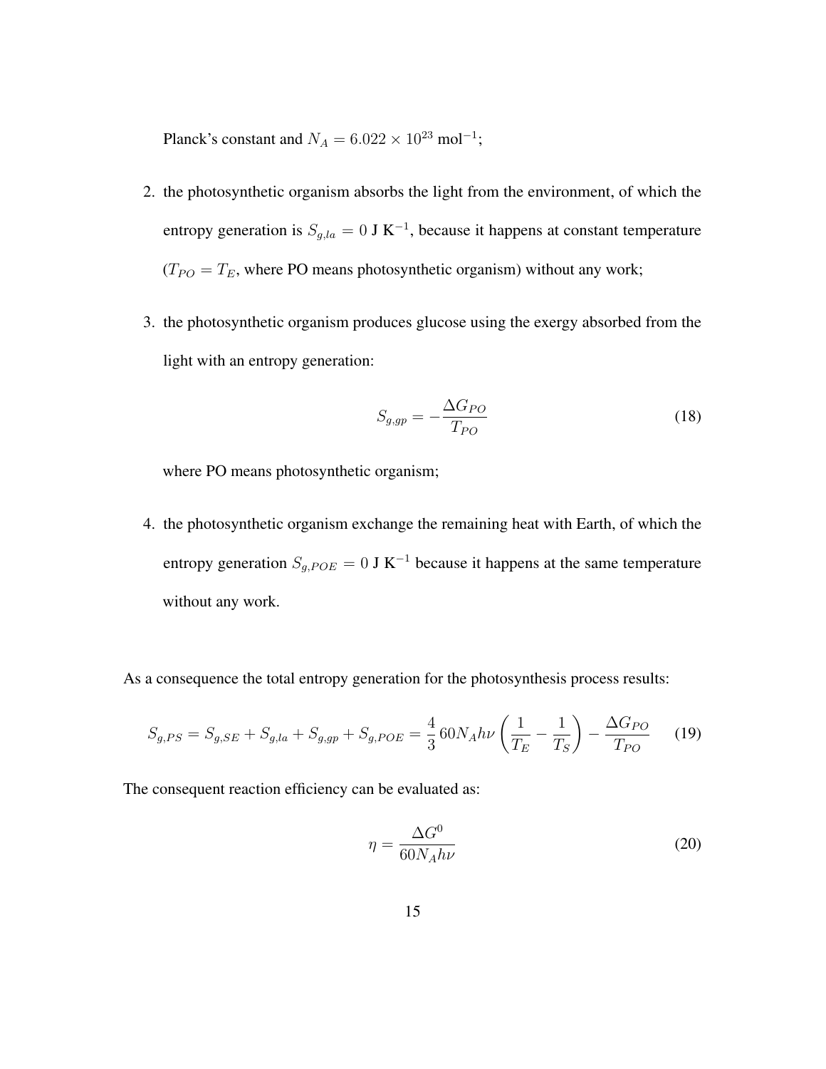Planck's constant and $N_A = 6.022 \times 10^{23}$ mol$^{-1}$;

2. the photosynthetic organism absorbs the light from the environment, of which the entropy generation is $S_{g,la} = 0$ J K$^{-1}$, because it happens at constant temperature ($T_{PO} = T_E$, where PO means photosynthetic organism) without any work;

3. the photosynthetic organism produces glucose using the exergy absorbed from the light with an entropy generation:

$$S_{g,gp} = -\frac{\Delta G_{PO}}{T_{PO}} \tag{18}$$

   where PO means photosynthetic organism;

4. the photosynthetic organism exchange the remaining heat with Earth, of which the entropy generation $S_{g,POE} = 0$ J K$^{-1}$ because it happens at the same temperature without any work.

As a consequence the total entropy generation for the photosynthesis process results:

$$S_{g,PS} = S_{g,SE} + S_{g,la} + S_{g,gp} + S_{g,POE} = \frac{4}{3} 60 N_A h\nu \left( \frac{1}{T_E} - \frac{1}{T_S} \right) - \frac{\Delta G_{PO}}{T_{PO}} \tag{19}$$

The consequent reaction efficiency can be evaluated as:

$$\eta = \frac{\Delta G^0}{60 N_A h\nu} \tag{20}$$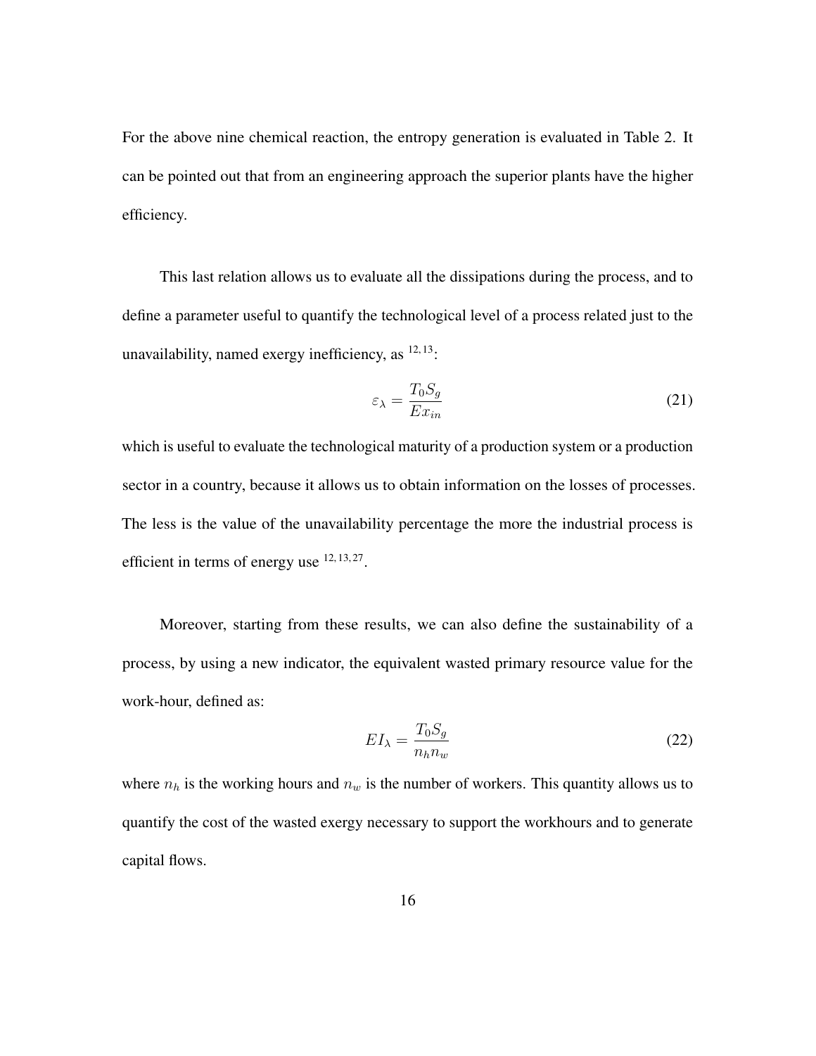For the above nine chemical reaction, the entropy generation is evaluated in Table 2. It can be pointed out that from an engineering approach the superior plants have the higher efficiency.

This last relation allows us to evaluate all the dissipations during the process, and to define a parameter useful to quantify the technological level of a process related just to the unavailability, named exergy inefficiency, as [12,13]:

$$\varepsilon_\lambda = \frac{T_0 S_g}{Ex_{in}} \tag{21}$$

which is useful to evaluate the technological maturity of a production system or a production sector in a country, because it allows us to obtain information on the losses of processes. The less is the value of the unavailability percentage the more the industrial process is efficient in terms of energy use [12,13,27].

Moreover, starting from these results, we can also define the sustainability of a process, by using a new indicator, the equivalent wasted primary resource value for the work-hour, defined as:

$$EI_\lambda = \frac{T_0 S_g}{n_h n_w} \tag{22}$$

where $n_h$ is the working hours and $n_w$ is the number of workers. This quantity allows us to quantify the cost of the wasted exergy necessary to support the workhours and to generate capital flows.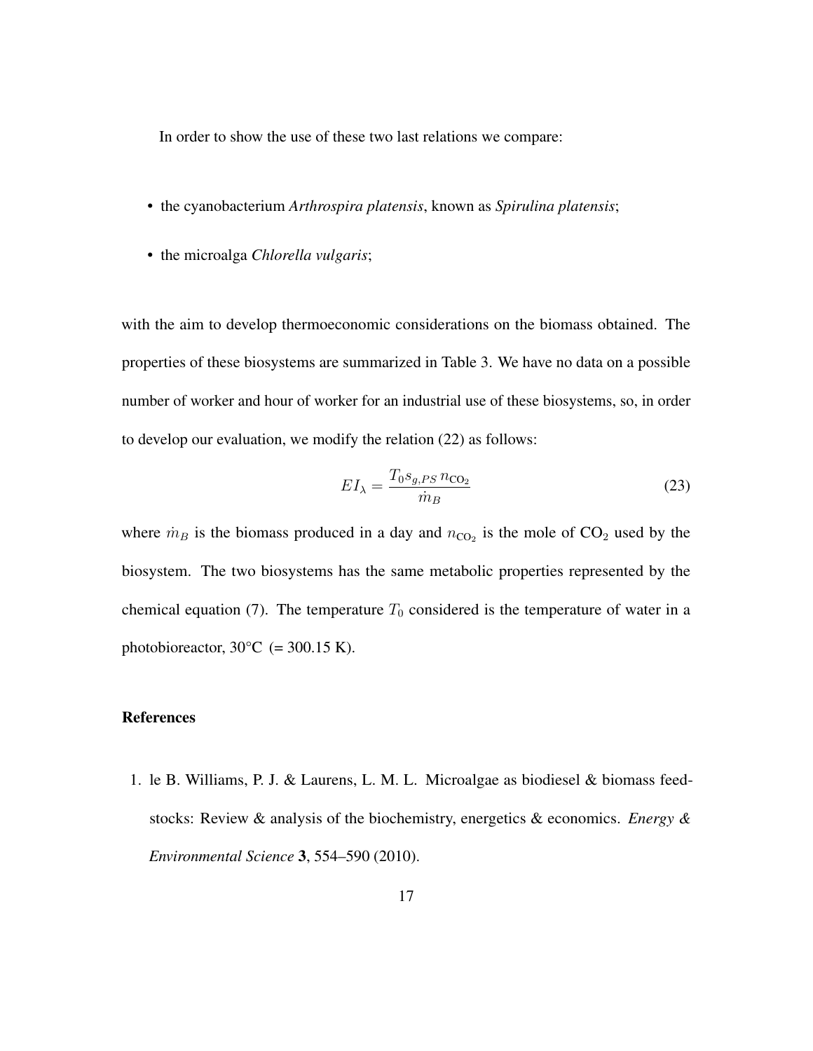In order to show the use of these two last relations we compare:

- the cyanobacterium *Arthrospira platensis*, known as *Spirulina platensis*;
- the microalga *Chlorella vulgaris*;

with the aim to develop thermoeconomic considerations on the biomass obtained. The properties of these biosystems are summarized in Table 3. We have no data on a possible number of worker and hour of worker for an industrial use of these biosystems, so, in order to develop our evaluation, we modify the relation (22) as follows:

$$EI_\lambda = \frac{T_0 s_{g,PS}\, n_{\mathrm{CO}_2}}{\dot{m}_B} \tag{23}$$

where $\dot{m}_B$ is the biomass produced in a day and $n_{\mathrm{CO}_2}$ is the mole of $\mathrm{CO}_2$ used by the biosystem. The two biosystems has the same metabolic properties represented by the chemical equation (7). The temperature $T_0$ considered is the temperature of water in a photobioreactor, 30°C (= 300.15 K).

## References

1. le B. Williams, P. J. & Laurens, L. M. L. Microalgae as biodiesel & biomass feedstocks: Review & analysis of the biochemistry, energetics & economics. *Energy & Environmental Science* **3**, 554–590 (2010).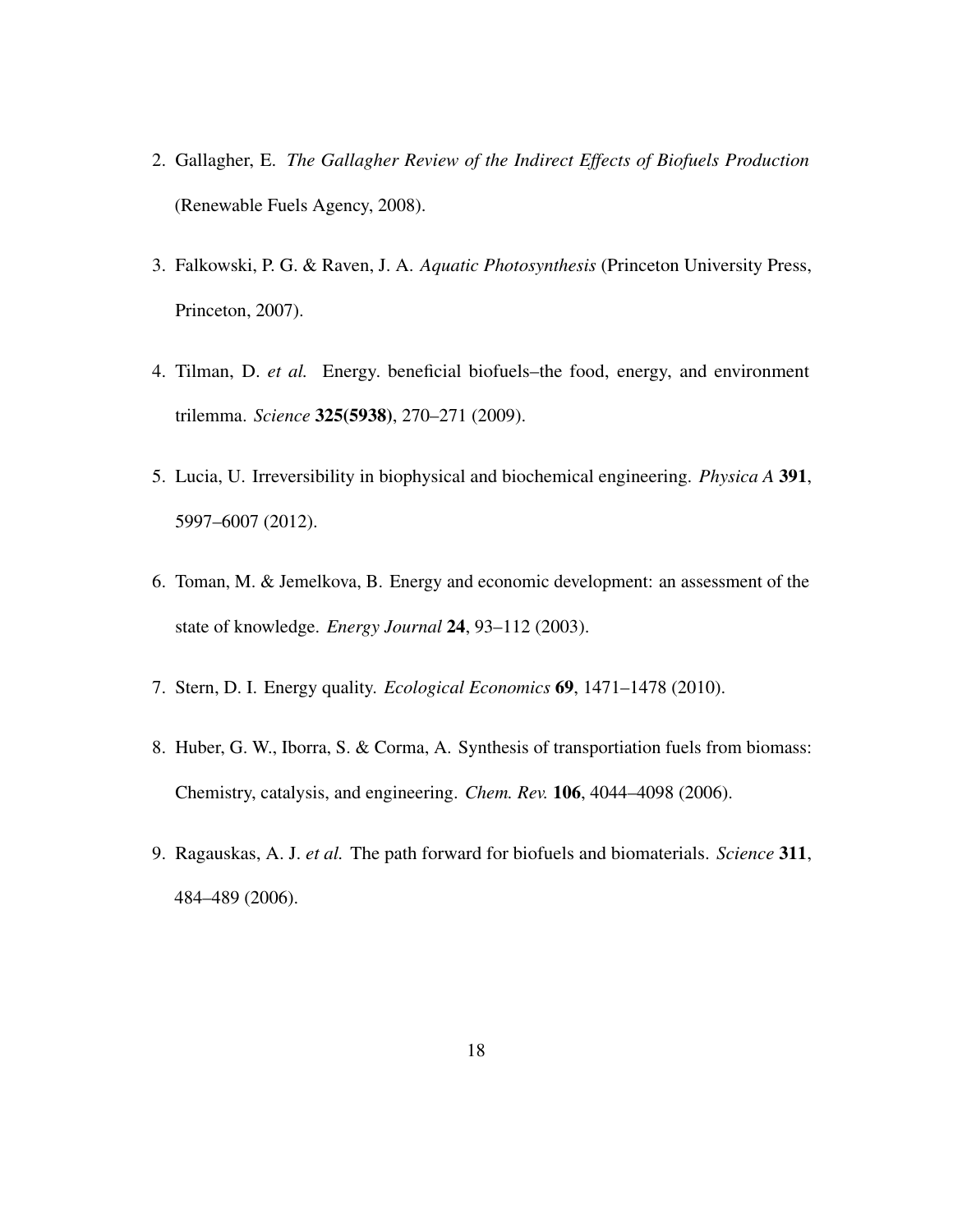2. Gallagher, E. *The Gallagher Review of the Indirect Effects of Biofuels Production* (Renewable Fuels Agency, 2008).

3. Falkowski, P. G. & Raven, J. A. *Aquatic Photosynthesis* (Princeton University Press, Princeton, 2007).

4. Tilman, D. *et al.* Energy. beneficial biofuels–the food, energy, and environment trilemma. *Science* **325(5938)**, 270–271 (2009).

5. Lucia, U. Irreversibility in biophysical and biochemical engineering. *Physica A* **391**, 5997–6007 (2012).

6. Toman, M. & Jemelkova, B. Energy and economic development: an assessment of the state of knowledge. *Energy Journal* **24**, 93–112 (2003).

7. Stern, D. I. Energy quality. *Ecological Economics* **69**, 1471–1478 (2010).

8. Huber, G. W., Iborra, S. & Corma, A. Synthesis of transportiation fuels from biomass: Chemistry, catalysis, and engineering. *Chem. Rev.* **106**, 4044–4098 (2006).

9. Ragauskas, A. J. *et al.* The path forward for biofuels and biomaterials. *Science* **311**, 484–489 (2006).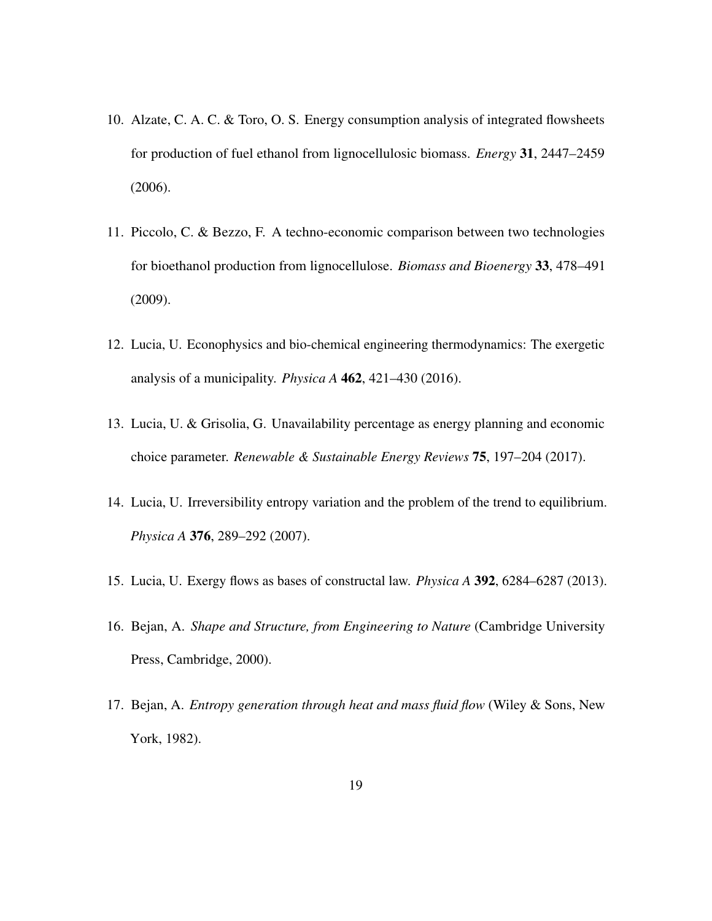10. Alzate, C. A. C. & Toro, O. S. Energy consumption analysis of integrated flowsheets for production of fuel ethanol from lignocellulosic biomass. *Energy* **31**, 2447–2459 (2006).

11. Piccolo, C. & Bezzo, F. A techno-economic comparison between two technologies for bioethanol production from lignocellulose. *Biomass and Bioenergy* **33**, 478–491 (2009).

12. Lucia, U. Econophysics and bio-chemical engineering thermodynamics: The exergetic analysis of a municipality. *Physica A* **462**, 421–430 (2016).

13. Lucia, U. & Grisolia, G. Unavailability percentage as energy planning and economic choice parameter. *Renewable & Sustainable Energy Reviews* **75**, 197–204 (2017).

14. Lucia, U. Irreversibility entropy variation and the problem of the trend to equilibrium. *Physica A* **376**, 289–292 (2007).

15. Lucia, U. Exergy flows as bases of constructal law. *Physica A* **392**, 6284–6287 (2013).

16. Bejan, A. *Shape and Structure, from Engineering to Nature* (Cambridge University Press, Cambridge, 2000).

17. Bejan, A. *Entropy generation through heat and mass fluid flow* (Wiley & Sons, New York, 1982).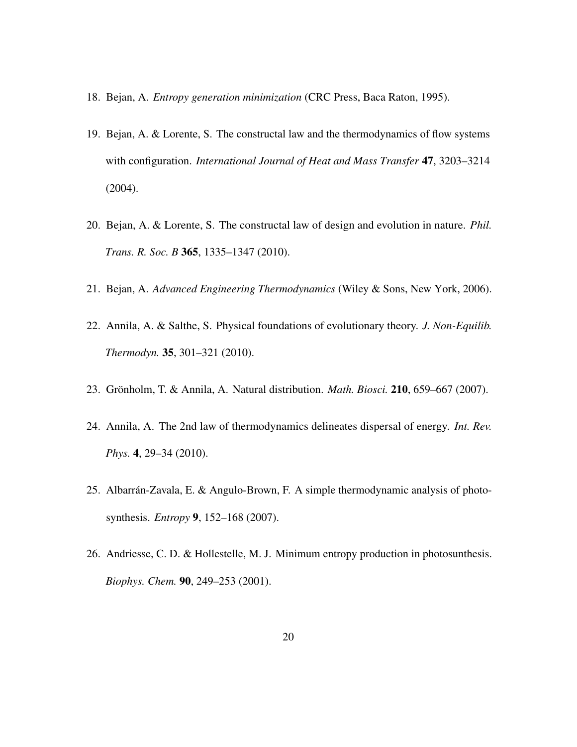18. Bejan, A. *Entropy generation minimization* (CRC Press, Baca Raton, 1995).

19. Bejan, A. & Lorente, S. The constructal law and the thermodynamics of flow systems with configuration. *International Journal of Heat and Mass Transfer* **47**, 3203–3214 (2004).

20. Bejan, A. & Lorente, S. The constructal law of design and evolution in nature. *Phil. Trans. R. Soc. B* **365**, 1335–1347 (2010).

21. Bejan, A. *Advanced Engineering Thermodynamics* (Wiley & Sons, New York, 2006).

22. Annila, A. & Salthe, S. Physical foundations of evolutionary theory. *J. Non-Equilib. Thermodyn.* **35**, 301–321 (2010).

23. Grönholm, T. & Annila, A. Natural distribution. *Math. Biosci.* **210**, 659–667 (2007).

24. Annila, A. The 2nd law of thermodynamics delineates dispersal of energy. *Int. Rev. Phys.* **4**, 29–34 (2010).

25. Albarrán-Zavala, E. & Angulo-Brown, F. A simple thermodynamic analysis of photosynthesis. *Entropy* **9**, 152–168 (2007).

26. Andriesse, C. D. & Hollestelle, M. J. Minimum entropy production in photosunthesis. *Biophys. Chem.* **90**, 249–253 (2001).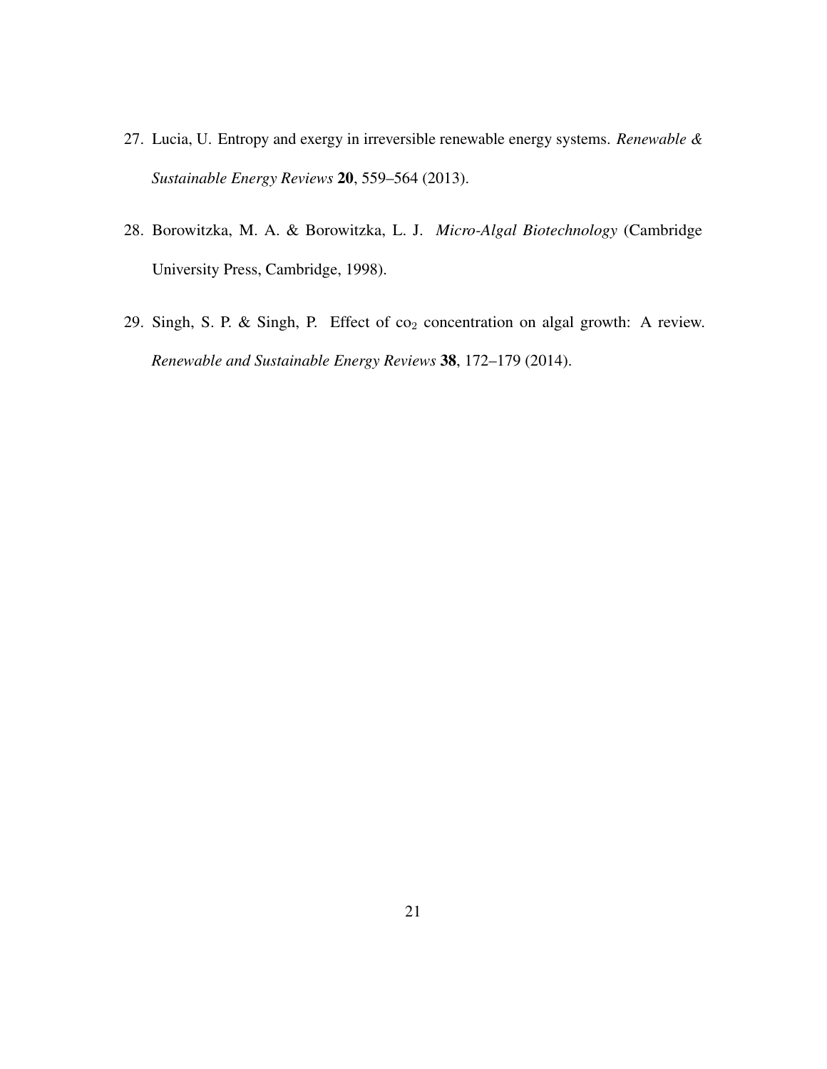27. Lucia, U. Entropy and exergy in irreversible renewable energy systems. *Renewable & Sustainable Energy Reviews* **20**, 559–564 (2013).

28. Borowitzka, M. A. & Borowitzka, L. J. *Micro-Algal Biotechnology* (Cambridge University Press, Cambridge, 1998).

29. Singh, S. P. & Singh, P. Effect of $co_2$ concentration on algal growth: A review. *Renewable and Sustainable Energy Reviews* **38**, 172–179 (2014).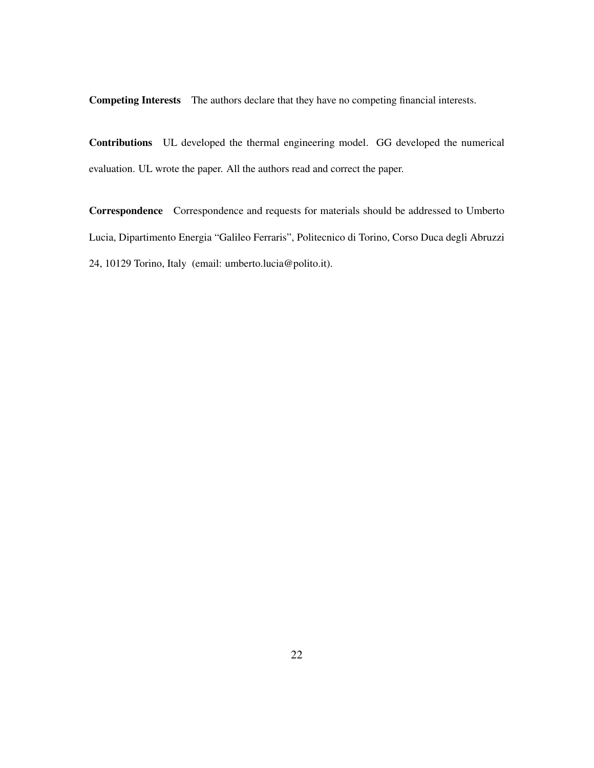**Competing Interests** The authors declare that they have no competing financial interests.

**Contributions** UL developed the thermal engineering model. GG developed the numerical evaluation. UL wrote the paper. All the authors read and correct the paper.

**Correspondence** Correspondence and requests for materials should be addressed to Umberto Lucia, Dipartimento Energia "Galileo Ferraris", Politecnico di Torino, Corso Duca degli Abruzzi 24, 10129 Torino, Italy (email: umberto.lucia@polito.it).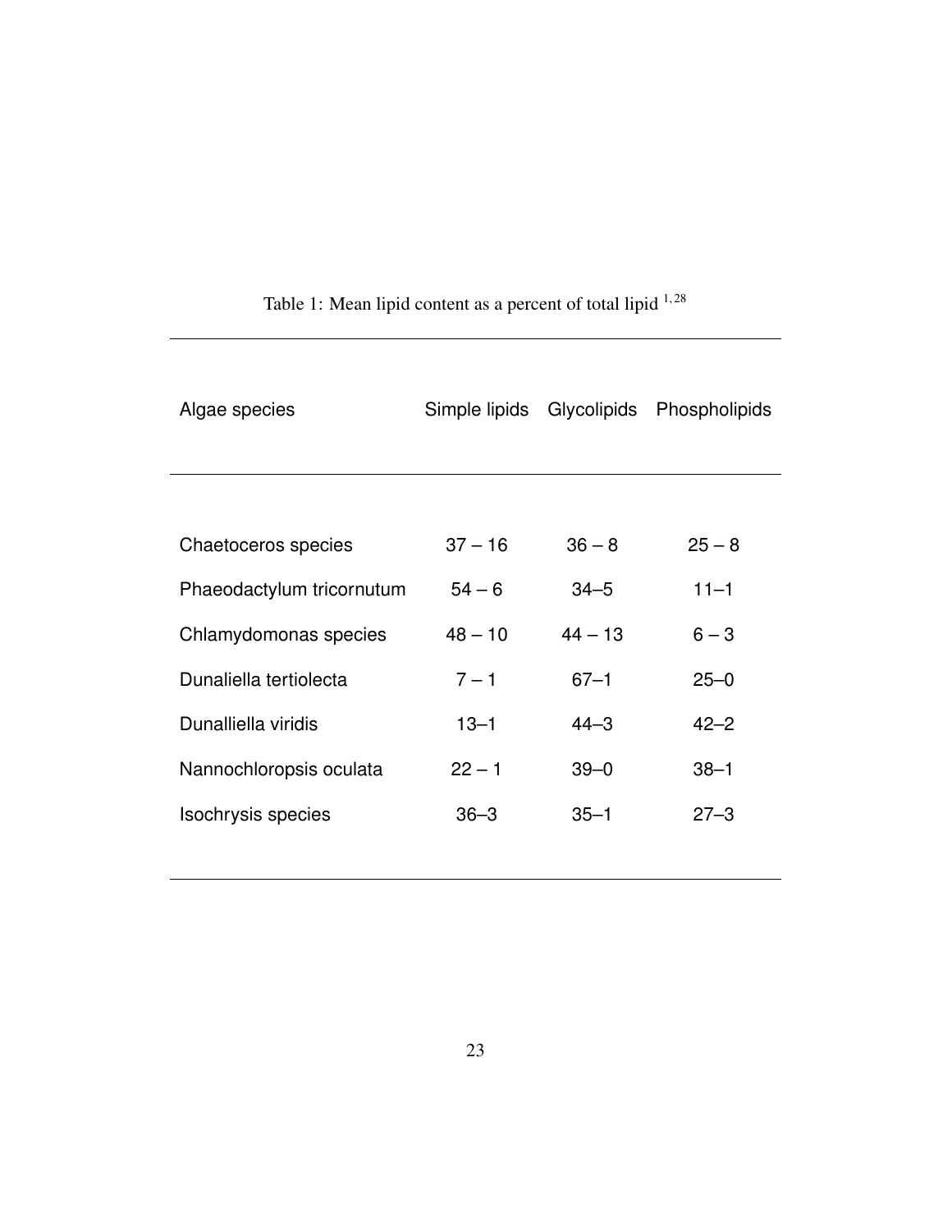Table 1: Mean lipid content as a percent of total lipid [1,28]

| Algae species | Simple lipids | Glycolipids | Phospholipids |
|---|---|---|---|
| Chaetoceros species | 37 – 16 | 36 – 8 | 25 – 8 |
| Phaeodactylum tricornutum | 54 – 6 | 34–5 | 11–1 |
| Chlamydomonas species | 48 – 10 | 44 – 13 | 6 – 3 |
| Dunaliella tertiolecta | 7 – 1 | 67–1 | 25–0 |
| Dunalliella viridis | 13–1 | 44–3 | 42–2 |
| Nannochloropsis oculata | 22 – 1 | 39–0 | 38–1 |
| Isochrysis species | 36–3 | 35–1 | 27–3 |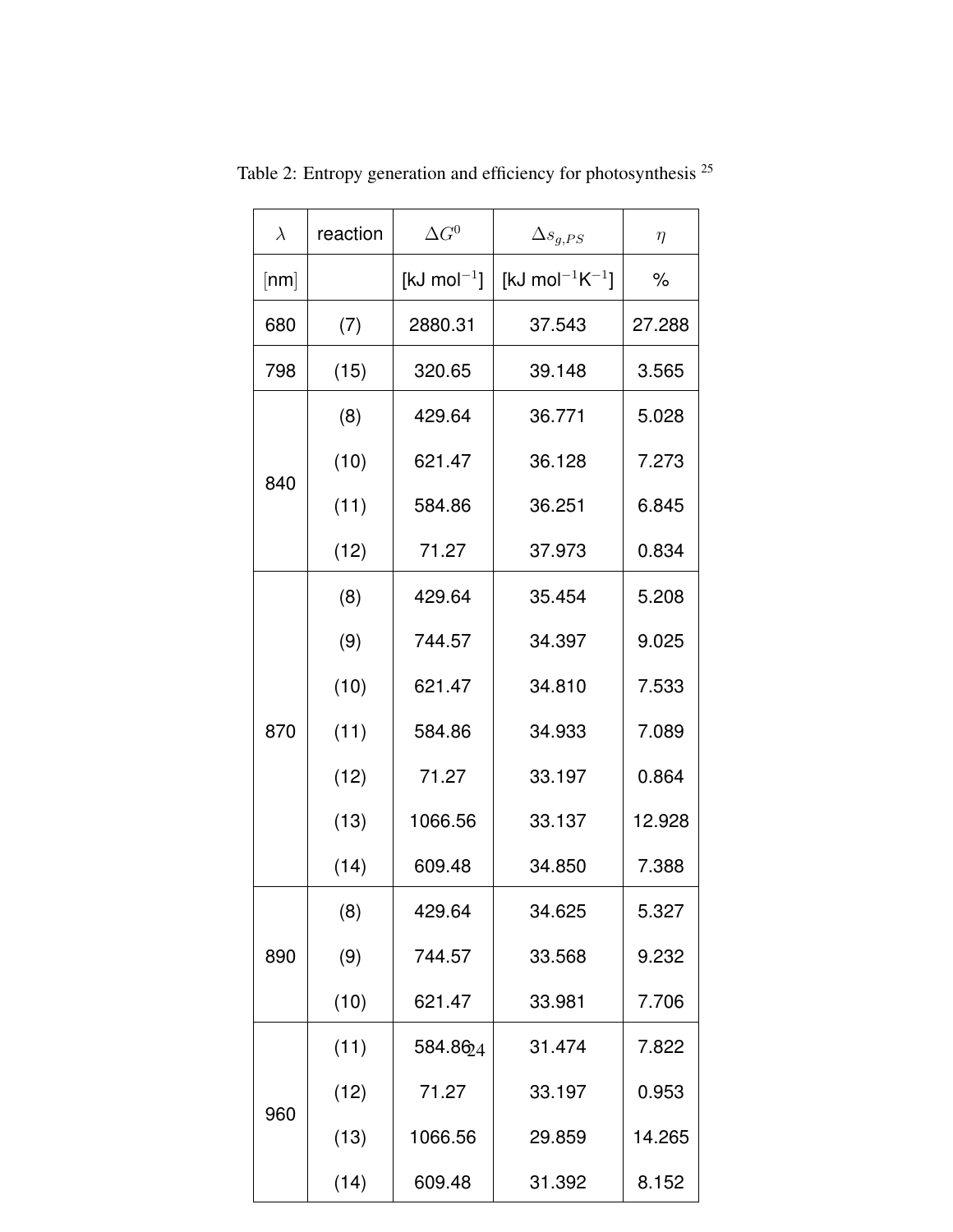Table 2: Entropy generation and efficiency for photosynthesis [25]

| $\lambda$ | reaction | $\Delta G^0$ | $\Delta s_{g,PS}$ | $\eta$ |
|---|---|---|---|---|
| [nm] | | [kJ mol$^{-1}$] | [kJ mol$^{-1}$K$^{-1}$] | % |
| 680 | (7) | 2880.31 | 37.543 | 27.288 |
| 798 | (15) | 320.65 | 39.148 | 3.565 |
| 840 | (8) | 429.64 | 36.771 | 5.028 |
| | (10) | 621.47 | 36.128 | 7.273 |
| | (11) | 584.86 | 36.251 | 6.845 |
| | (12) | 71.27 | 37.973 | 0.834 |
| 870 | (8) | 429.64 | 35.454 | 5.208 |
| | (9) | 744.57 | 34.397 | 9.025 |
| | (10) | 621.47 | 34.810 | 7.533 |
| | (11) | 584.86 | 34.933 | 7.089 |
| | (12) | 71.27 | 33.197 | 0.864 |
| | (13) | 1066.56 | 33.137 | 12.928 |
| | (14) | 609.48 | 34.850 | 7.388 |
| 890 | (8) | 429.64 | 34.625 | 5.327 |
| | (9) | 744.57 | 33.568 | 9.232 |
| | (10) | 621.47 | 33.981 | 7.706 |
| 960 | (11) | 584.86 | 31.474 | 7.822 |
| | (12) | 71.27 | 33.197 | 0.953 |
| | (13) | 1066.56 | 29.859 | 14.265 |
| | (14) | 609.48 | 31.392 | 8.152 |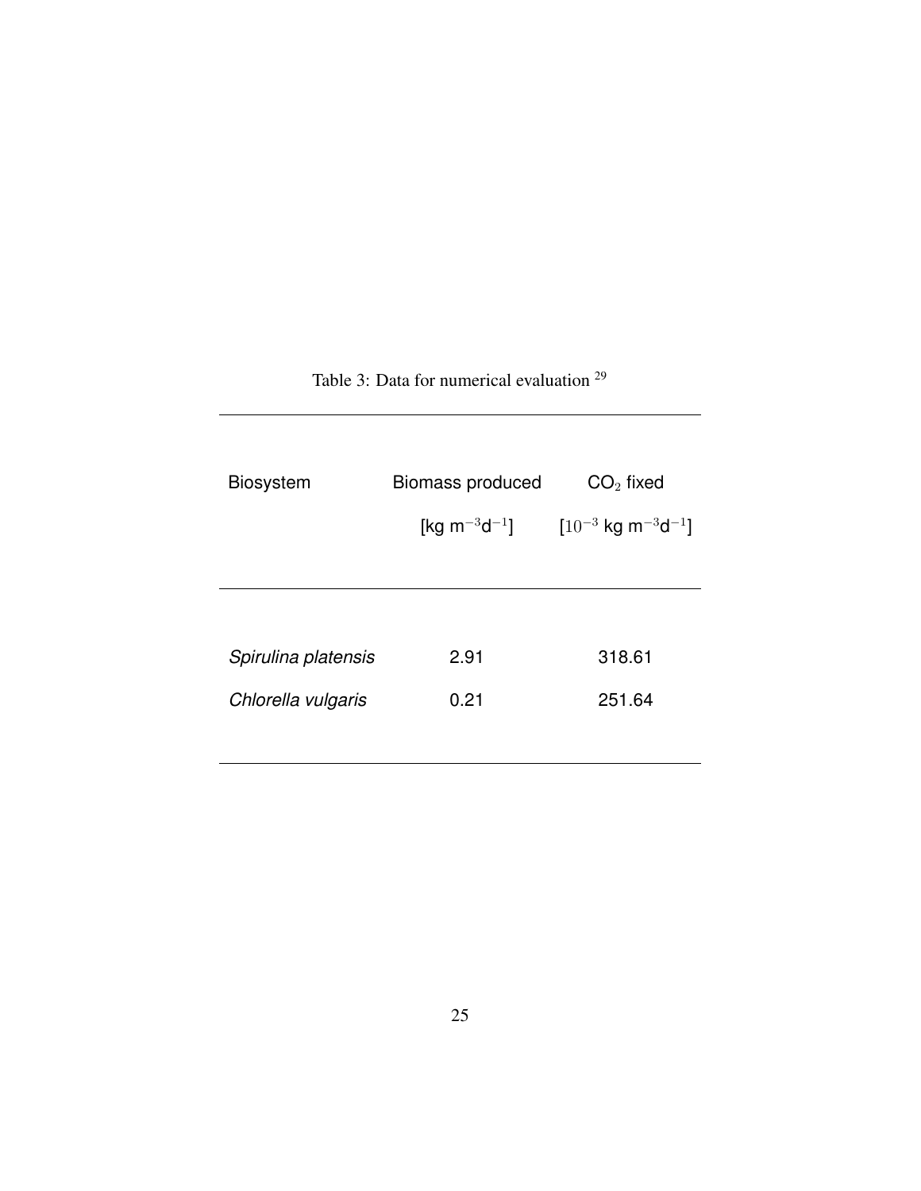Table 3: Data for numerical evaluation [29]

| Biosystem | Biomass produced [kg $m^{-3}d^{-1}$] | $CO_2$ fixed [$10^{-3}$ kg $m^{-3}d^{-1}$] |
|---|---|---|
| *Spirulina platensis* | 2.91 | 318.61 |
| *Chlorella vulgaris* | 0.21 | 251.64 |